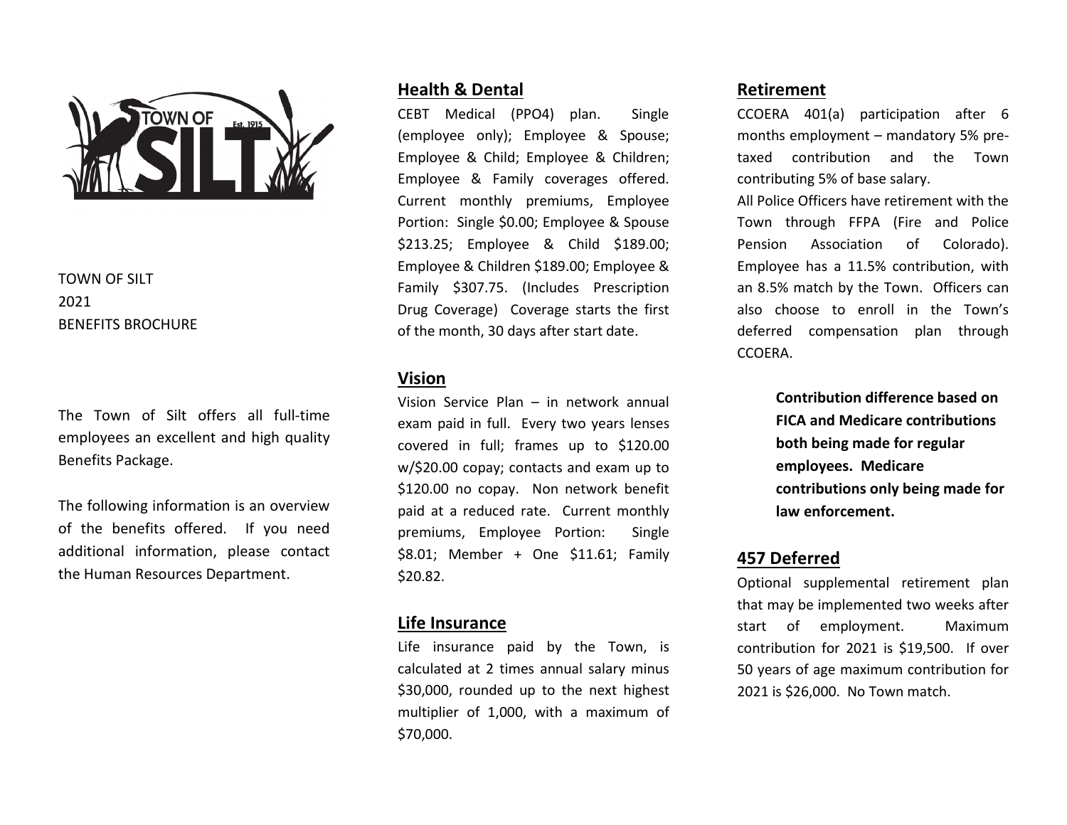TOWN OF SILT
2021
BENEFITS BROCHURE

The Town of Silt offers all full-time employees an excellent and high quality Benefits Package.

The following information is an overview of the benefits offered. If you need additional information, please contact the Human Resources Department.

## Health & Dental

CEBT Medical (PPO4) plan. Single (employee only); Employee & Spouse; Employee & Child; Employee & Children; Employee & Family coverages offered. Current monthly premiums, Employee Portion: Single $0.00; Employee & Spouse $213.25; Employee & Child $189.00; Employee & Children $189.00; Employee & Family $307.75. (Includes Prescription Drug Coverage) Coverage starts the first of the month, 30 days after start date.

## Vision

Vision Service Plan – in network annual exam paid in full. Every two years lenses covered in full; frames up to $120.00 w/$20.00 copay; contacts and exam up to $120.00 no copay. Non network benefit paid at a reduced rate. Current monthly premiums, Employee Portion: Single $8.01; Member + One $11.61; Family $20.82.

## Life Insurance

Life insurance paid by the Town, is calculated at 2 times annual salary minus $30,000, rounded up to the next highest multiplier of 1,000, with a maximum of $70,000.

## Retirement

CCOERA 401(a) participation after 6 months employment – mandatory 5% pre-taxed contribution and the Town contributing 5% of base salary.

All Police Officers have retirement with the Town through FFPA (Fire and Police Pension Association of Colorado). Employee has a 11.5% contribution, with an 8.5% match by the Town. Officers can also choose to enroll in the Town's deferred compensation plan through CCOERA.

**Contribution difference based on FICA and Medicare contributions both being made for regular employees. Medicare contributions only being made for law enforcement.**

## 457 Deferred

Optional supplemental retirement plan that may be implemented two weeks after start of employment. Maximum contribution for 2021 is $19,500. If over 50 years of age maximum contribution for 2021 is $26,000. No Town match.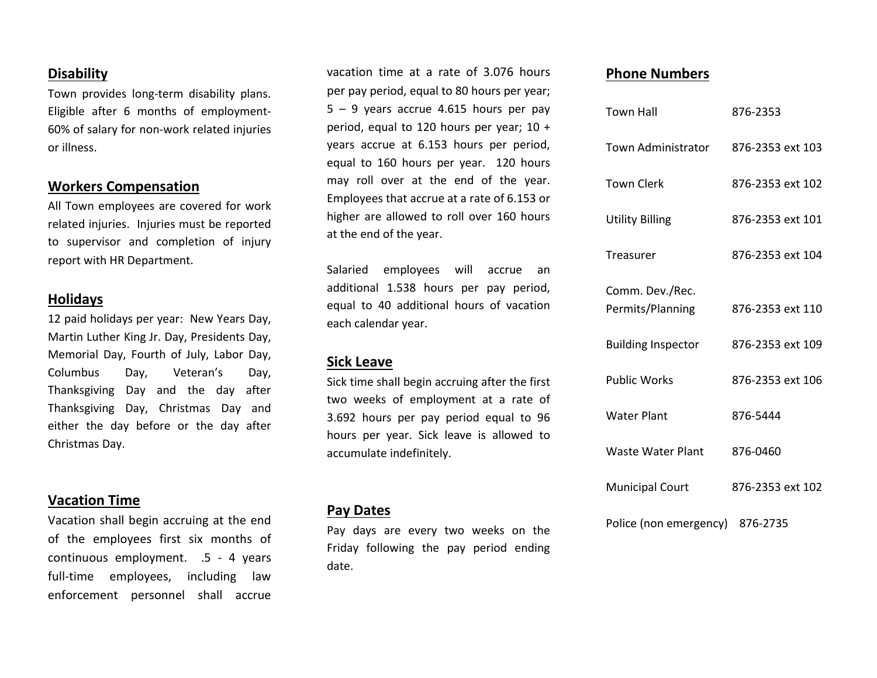## Disability

Town provides long-term disability plans. Eligible after 6 months of employment- 60% of salary for non-work related injuries or illness.

## Workers Compensation

All Town employees are covered for work related injuries. Injuries must be reported to supervisor and completion of injury report with HR Department.

## Holidays

12 paid holidays per year: New Years Day, Martin Luther King Jr. Day, Presidents Day, Memorial Day, Fourth of July, Labor Day, Columbus Day, Veteran's Day, Thanksgiving Day and the day after Thanksgiving Day, Christmas Day and either the day before or the day after Christmas Day.

## Vacation Time

Vacation shall begin accruing at the end of the employees first six months of continuous employment. .5 - 4 years full-time employees, including law enforcement personnel shall accrue vacation time at a rate of 3.076 hours per pay period, equal to 80 hours per year; 5 – 9 years accrue 4.615 hours per pay period, equal to 120 hours per year; 10 + years accrue at 6.153 hours per period, equal to 160 hours per year. 120 hours may roll over at the end of the year. Employees that accrue at a rate of 6.153 or higher are allowed to roll over 160 hours at the end of the year.

Salaried employees will accrue an additional 1.538 hours per pay period, equal to 40 additional hours of vacation each calendar year.

## Sick Leave

Sick time shall begin accruing after the first two weeks of employment at a rate of 3.692 hours per pay period equal to 96 hours per year. Sick leave is allowed to accumulate indefinitely.

## Pay Dates

Pay days are every two weeks on the Friday following the pay period ending date.

## Phone Numbers

| | |
|---|---|
| Town Hall | 876-2353 |
| Town Administrator | 876-2353 ext 103 |
| Town Clerk | 876-2353 ext 102 |
| Utility Billing | 876-2353 ext 101 |
| Treasurer | 876-2353 ext 104 |
| Comm. Dev./Rec. Permits/Planning | 876-2353 ext 110 |
| Building Inspector | 876-2353 ext 109 |
| Public Works | 876-2353 ext 106 |
| Water Plant | 876-5444 |
| Waste Water Plant | 876-0460 |
| Municipal Court | 876-2353 ext 102 |
| Police (non emergency) | 876-2735 |